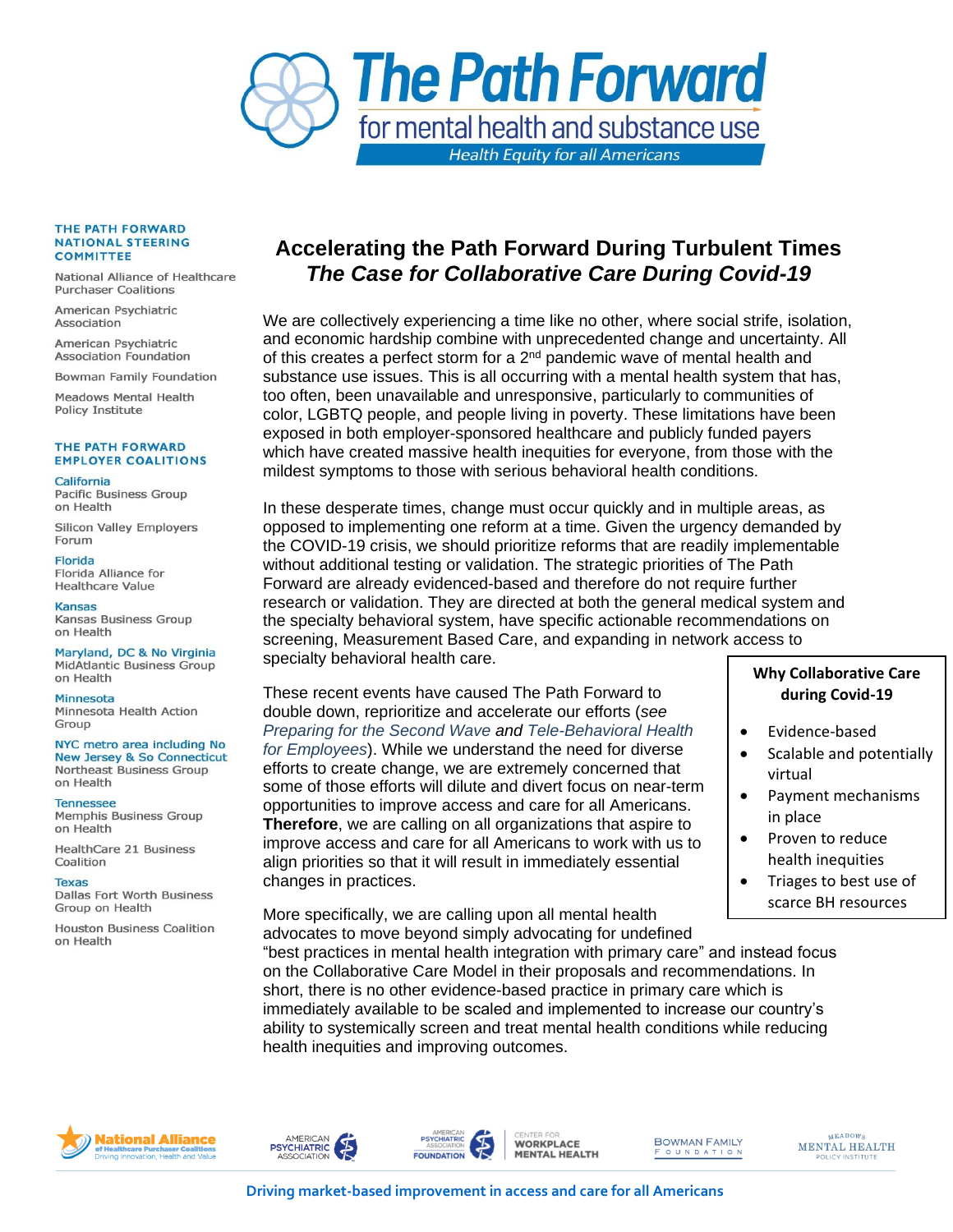# The Path Forward

for mental health and substance use

Health Equity for all Americans

**THE PATH FORWARD NATIONAL STEERING COMMITTEE**

National Alliance of Healthcare Purchaser Coalitions

American Psychiatric Association

American Psychiatric Association Foundation

Bowman Family Foundation

Meadows Mental Health Policy Institute

**THE PATH FORWARD EMPLOYER COALITIONS**

California
Pacific Business Group on Health

Silicon Valley Employers Forum

Florida
Florida Alliance for Healthcare Value

Kansas
Kansas Business Group on Health

Maryland, DC & No Virginia
MidAtlantic Business Group on Health

Minnesota
Minnesota Health Action Group

NYC metro area including No New Jersey & So Connecticut
Northeast Business Group on Health

Tennessee
Memphis Business Group on Health

HealthCare 21 Business Coalition

Texas
Dallas Fort Worth Business Group on Health

Houston Business Coalition on Health

## Accelerating the Path Forward During Turbulent Times
## *The Case for Collaborative Care During Covid-19*

We are collectively experiencing a time like no other, where social strife, isolation, and economic hardship combine with unprecedented change and uncertainty. All of this creates a perfect storm for a 2nd pandemic wave of mental health and substance use issues. This is all occurring with a mental health system that has, too often, been unavailable and unresponsive, particularly to communities of color, LGBTQ people, and people living in poverty. These limitations have been exposed in both employer-sponsored healthcare and publicly funded payers which have created massive health inequities for everyone, from those with the mildest symptoms to those with serious behavioral health conditions.

In these desperate times, change must occur quickly and in multiple areas, as opposed to implementing one reform at a time. Given the urgency demanded by the COVID-19 crisis, we should prioritize reforms that are readily implementable without additional testing or validation. The strategic priorities of The Path Forward are already evidenced-based and therefore do not require further research or validation. They are directed at both the general medical system and the specialty behavioral system, have specific actionable recommendations on screening, Measurement Based Care, and expanding in network access to specialty behavioral health care.

These recent events have caused The Path Forward to double down, reprioritize and accelerate our efforts (*see Preparing for the Second Wave and Tele-Behavioral Health for Employees*). While we understand the need for diverse efforts to create change, we are extremely concerned that some of those efforts will dilute and divert focus on near-term opportunities to improve access and care for all Americans. **Therefore**, we are calling on all organizations that aspire to improve access and care for all Americans to work with us to align priorities so that it will result in immediately essential changes in practices.

**Why Collaborative Care during Covid-19**

- Evidence-based
- Scalable and potentially virtual
- Payment mechanisms in place
- Proven to reduce health inequities
- Triages to best use of scarce BH resources

More specifically, we are calling upon all mental health advocates to move beyond simply advocating for undefined "best practices in mental health integration with primary care" and instead focus on the Collaborative Care Model in their proposals and recommendations. In short, there is no other evidence-based practice in primary care which is immediately available to be scaled and implemented to increase our country's ability to systemically screen and treat mental health conditions while reducing health inequities and improving outcomes.

National Alliance of Healthcare Purchaser Coalitions — Driving Innovation, Health and Value | American Psychiatric Association | American Psychiatric Association Foundation — Center for Workplace Mental Health | Bowman Family Foundation | Meadows Mental Health Policy Institute

**Driving market-based improvement in access and care for all Americans**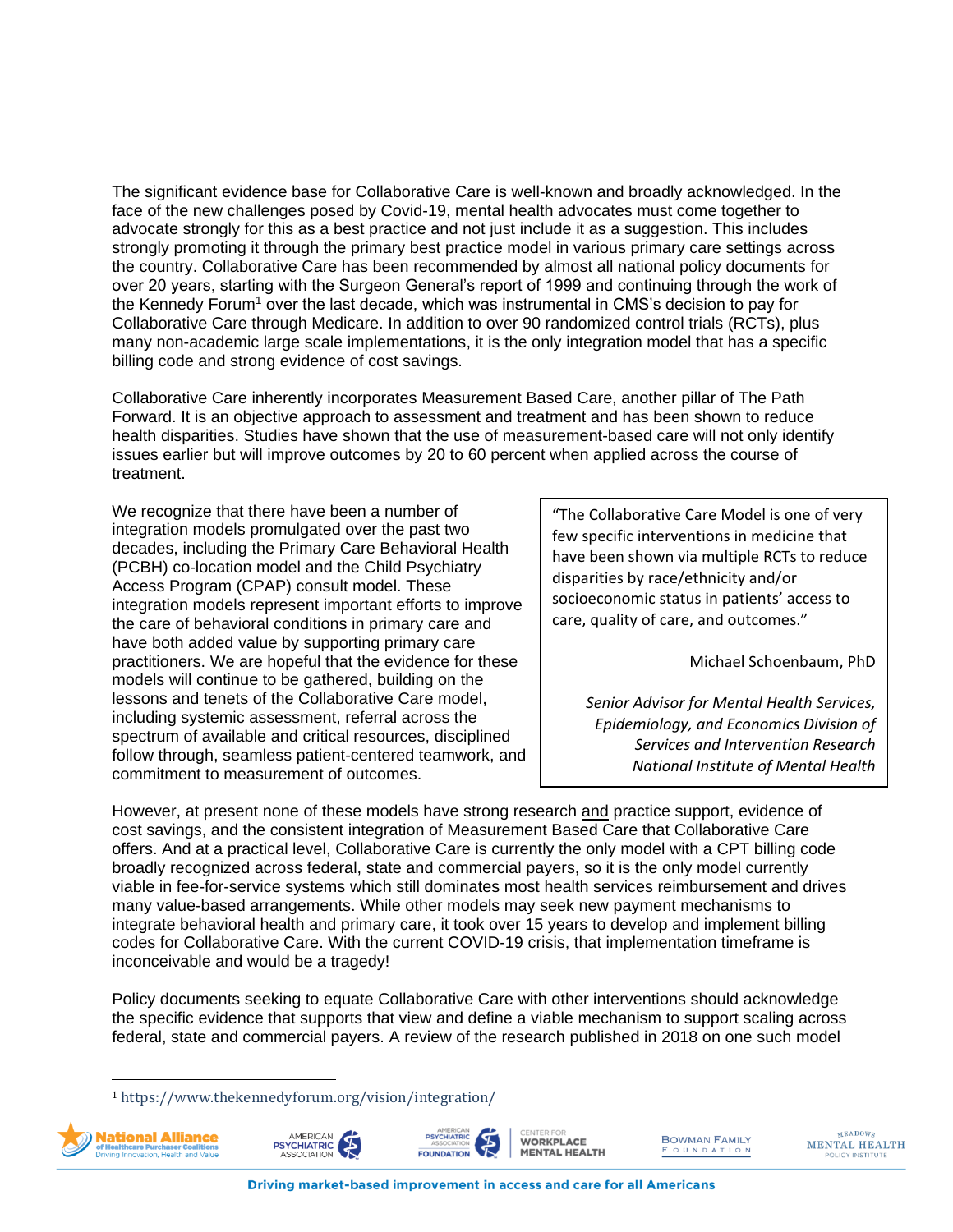The significant evidence base for Collaborative Care is well-known and broadly acknowledged. In the face of the new challenges posed by Covid-19, mental health advocates must come together to advocate strongly for this as a best practice and not just include it as a suggestion. This includes strongly promoting it through the primary best practice model in various primary care settings across the country. Collaborative Care has been recommended by almost all national policy documents for over 20 years, starting with the Surgeon General's report of 1999 and continuing through the work of the Kennedy Forum[1] over the last decade, which was instrumental in CMS's decision to pay for Collaborative Care through Medicare. In addition to over 90 randomized control trials (RCTs), plus many non-academic large scale implementations, it is the only integration model that has a specific billing code and strong evidence of cost savings.

Collaborative Care inherently incorporates Measurement Based Care, another pillar of The Path Forward. It is an objective approach to assessment and treatment and has been shown to reduce health disparities. Studies have shown that the use of measurement-based care will not only identify issues earlier but will improve outcomes by 20 to 60 percent when applied across the course of treatment.

We recognize that there have been a number of integration models promulgated over the past two decades, including the Primary Care Behavioral Health (PCBH) co-location model and the Child Psychiatry Access Program (CPAP) consult model. These integration models represent important efforts to improve the care of behavioral conditions in primary care and have both added value by supporting primary care practitioners. We are hopeful that the evidence for these models will continue to be gathered, building on the lessons and tenets of the Collaborative Care model, including systemic assessment, referral across the spectrum of available and critical resources, disciplined follow through, seamless patient-centered teamwork, and commitment to measurement of outcomes.

> "The Collaborative Care Model is one of very few specific interventions in medicine that have been shown via multiple RCTs to reduce disparities by race/ethnicity and/or socioeconomic status in patients' access to care, quality of care, and outcomes."
>
> Michael Schoenbaum, PhD
>
> *Senior Advisor for Mental Health Services, Epidemiology, and Economics Division of Services and Intervention Research National Institute of Mental Health*

However, at present none of these models have strong research <u>and</u> practice support, evidence of cost savings, and the consistent integration of Measurement Based Care that Collaborative Care offers. And at a practical level, Collaborative Care is currently the only model with a CPT billing code broadly recognized across federal, state and commercial payers, so it is the only model currently viable in fee-for-service systems which still dominates most health services reimbursement and drives many value-based arrangements. While other models may seek new payment mechanisms to integrate behavioral health and primary care, it took over 15 years to develop and implement billing codes for Collaborative Care. With the current COVID-19 crisis, that implementation timeframe is inconceivable and would be a tragedy!

Policy documents seeking to equate Collaborative Care with other interventions should acknowledge the specific evidence that supports that view and define a viable mechanism to support scaling across federal, state and commercial payers. A review of the research published in 2018 on one such model

[1] https://www.thekennedyforum.org/vision/integration/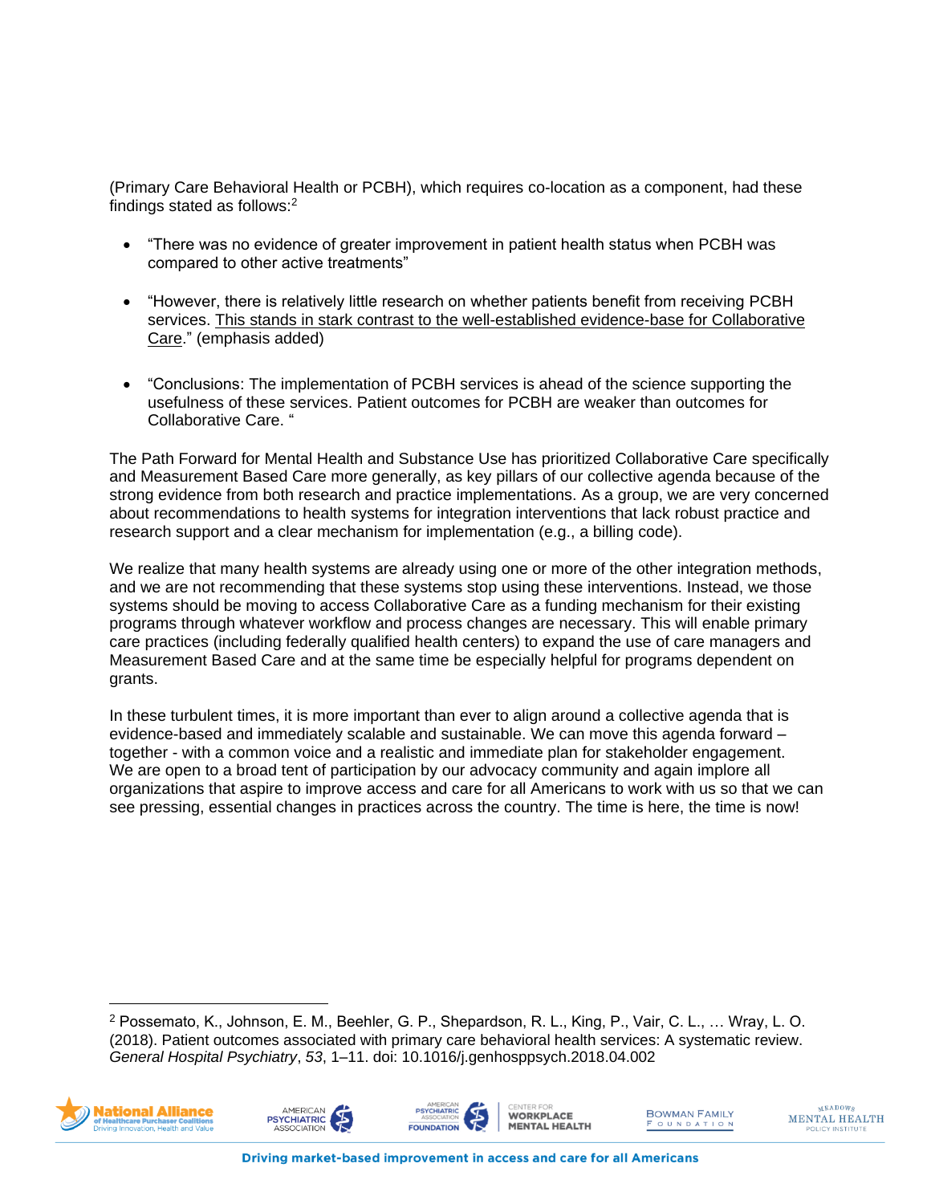(Primary Care Behavioral Health or PCBH), which requires co-location as a component, had these findings stated as follows:[2]

- "There was no evidence of greater improvement in patient health status when PCBH was compared to other active treatments"
- "However, there is relatively little research on whether patients benefit from receiving PCBH services. <u>This stands in stark contrast to the well-established evidence-base for Collaborative Care</u>." (emphasis added)
- "Conclusions: The implementation of PCBH services is ahead of the science supporting the usefulness of these services. Patient outcomes for PCBH are weaker than outcomes for Collaborative Care. "

The Path Forward for Mental Health and Substance Use has prioritized Collaborative Care specifically and Measurement Based Care more generally, as key pillars of our collective agenda because of the strong evidence from both research and practice implementations. As a group, we are very concerned about recommendations to health systems for integration interventions that lack robust practice and research support and a clear mechanism for implementation (e.g., a billing code).

We realize that many health systems are already using one or more of the other integration methods, and we are not recommending that these systems stop using these interventions. Instead, we those systems should be moving to access Collaborative Care as a funding mechanism for their existing programs through whatever workflow and process changes are necessary. This will enable primary care practices (including federally qualified health centers) to expand the use of care managers and Measurement Based Care and at the same time be especially helpful for programs dependent on grants.

In these turbulent times, it is more important than ever to align around a collective agenda that is evidence-based and immediately scalable and sustainable. We can move this agenda forward – together - with a common voice and a realistic and immediate plan for stakeholder engagement. We are open to a broad tent of participation by our advocacy community and again implore all organizations that aspire to improve access and care for all Americans to work with us so that we can see pressing, essential changes in practices across the country. The time is here, the time is now!

---

[2] Possemato, K., Johnson, E. M., Beehler, G. P., Shepardson, R. L., King, P., Vair, C. L., … Wray, L. O. (2018). Patient outcomes associated with primary care behavioral health services: A systematic review. *General Hospital Psychiatry*, *53*, 1–11. doi: 10.1016/j.genhosppsych.2018.04.002